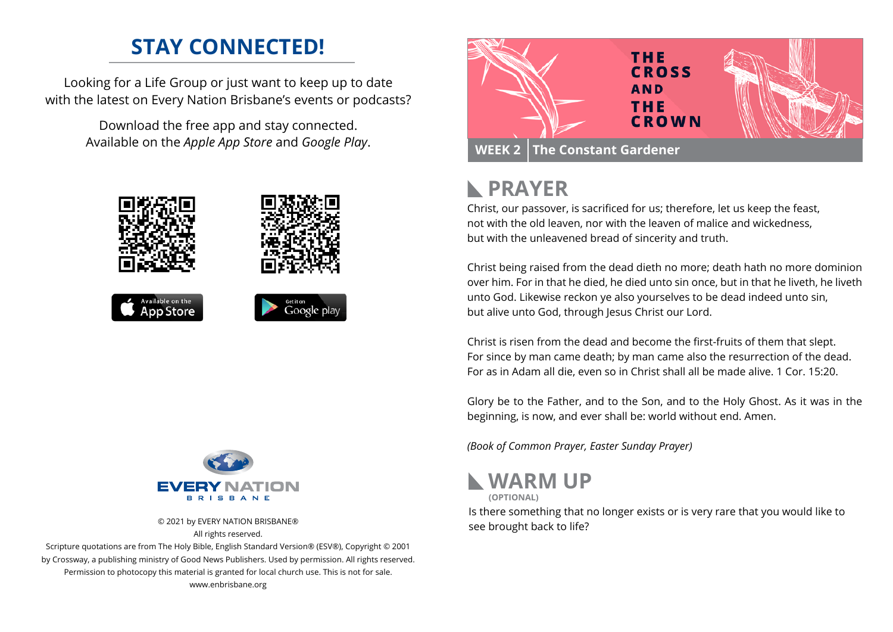## STAY CONNECTED!

Looking for a Life Group or just want to keep up to date with the latest on Every Nation Brisbane's events or podcasts?

Download the free app and stay connected. Available on the *Apple App Store* and *Google Play*.

Available on the App Store

Get it on Google play

EVERY NATION BRISBANE

© 2021 by EVERY NATION BRISBANE®
All rights reserved.
Scripture quotations are from The Holy Bible, English Standard Version® (ESV®), Copyright © 2001 by Crossway, a publishing ministry of Good News Publishers. Used by permission. All rights reserved.
Permission to photocopy this material is granted for local church use. This is not for sale.
www.enbrisbane.org

# THE CROSS AND THE CROWN

**WEEK 2 | The Constant Gardener**

## PRAYER

Christ, our passover, is sacrificed for us; therefore, let us keep the feast, not with the old leaven, nor with the leaven of malice and wickedness, but with the unleavened bread of sincerity and truth.

Christ being raised from the dead dieth no more; death hath no more dominion over him. For in that he died, he died unto sin once, but in that he liveth, he liveth unto God. Likewise reckon ye also yourselves to be dead indeed unto sin, but alive unto God, through Jesus Christ our Lord.

Christ is risen from the dead and become the first-fruits of them that slept. For since by man came death; by man came also the resurrection of the dead. For as in Adam all die, even so in Christ shall all be made alive. 1 Cor. 15:20.

Glory be to the Father, and to the Son, and to the Holy Ghost. As it was in the beginning, is now, and ever shall be: world without end. Amen.

*(Book of Common Prayer, Easter Sunday Prayer)*

## WARM UP

**(OPTIONAL)**

Is there something that no longer exists or is very rare that you would like to see brought back to life?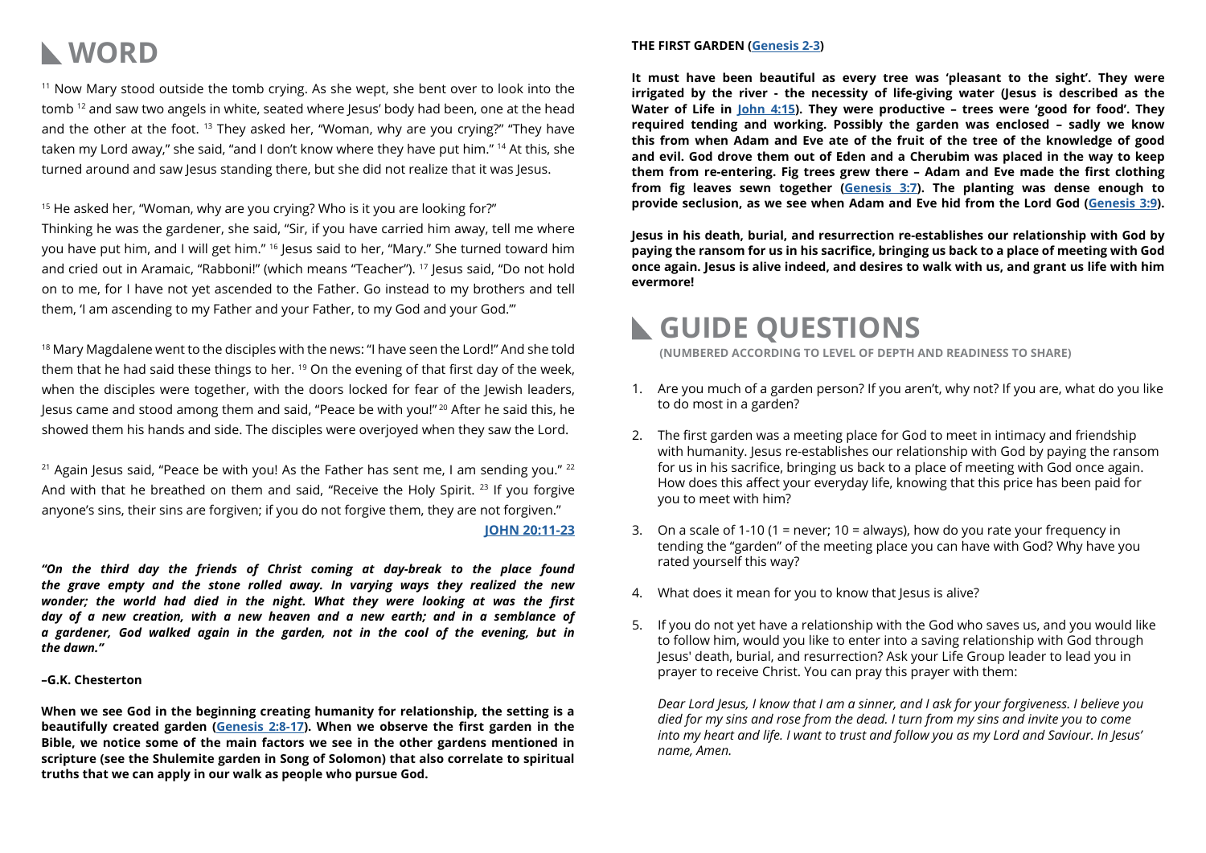# WORD

[11] Now Mary stood outside the tomb crying. As she wept, she bent over to look into the tomb [12] and saw two angels in white, seated where Jesus' body had been, one at the head and the other at the foot. [13] They asked her, "Woman, why are you crying?" "They have taken my Lord away," she said, "and I don't know where they have put him." [14] At this, she turned around and saw Jesus standing there, but she did not realize that it was Jesus.

[15] He asked her, "Woman, why are you crying? Who is it you are looking for?"
Thinking he was the gardener, she said, "Sir, if you have carried him away, tell me where you have put him, and I will get him." [16] Jesus said to her, "Mary." She turned toward him and cried out in Aramaic, "Rabboni!" (which means "Teacher"). [17] Jesus said, "Do not hold on to me, for I have not yet ascended to the Father. Go instead to my brothers and tell them, 'I am ascending to my Father and your Father, to my God and your God.'"

[18] Mary Magdalene went to the disciples with the news: "I have seen the Lord!" And she told them that he had said these things to her. [19] On the evening of that first day of the week, when the disciples were together, with the doors locked for fear of the Jewish leaders, Jesus came and stood among them and said, "Peace be with you!" [20] After he said this, he showed them his hands and side. The disciples were overjoyed when they saw the Lord.

[21] Again Jesus said, "Peace be with you! As the Father has sent me, I am sending you." [22] And with that he breathed on them and said, "Receive the Holy Spirit. [23] If you forgive anyone's sins, their sins are forgiven; if you do not forgive them, they are not forgiven."

**JOHN 20:11-23**

***"On the third day the friends of Christ coming at day-break to the place found the grave empty and the stone rolled away. In varying ways they realized the new wonder; the world had died in the night. What they were looking at was the first day of a new creation, with a new heaven and a new earth; and in a semblance of a gardener, God walked again in the garden, not in the cool of the evening, but in the dawn."***

**–G.K. Chesterton**

**When we see God in the beginning creating humanity for relationship, the setting is a beautifully created garden (Genesis 2:8-17). When we observe the first garden in the Bible, we notice some of the main factors we see in the other gardens mentioned in scripture (see the Shulemite garden in Song of Solomon) that also correlate to spiritual truths that we can apply in our walk as people who pursue God.**

**THE FIRST GARDEN (Genesis 2-3)**

**It must have been beautiful as every tree was 'pleasant to the sight'. They were irrigated by the river - the necessity of life-giving water (Jesus is described as the Water of Life in John 4:15). They were productive – trees were 'good for food'. They required tending and working. Possibly the garden was enclosed – sadly we know this from when Adam and Eve ate of the fruit of the tree of the knowledge of good and evil. God drove them out of Eden and a Cherubim was placed in the way to keep them from re-entering. Fig trees grew there – Adam and Eve made the first clothing from fig leaves sewn together (Genesis 3:7). The planting was dense enough to provide seclusion, as we see when Adam and Eve hid from the Lord God (Genesis 3:9).**

**Jesus in his death, burial, and resurrection re-establishes our relationship with God by paying the ransom for us in his sacrifice, bringing us back to a place of meeting with God once again. Jesus is alive indeed, and desires to walk with us, and grant us life with him evermore!**

# GUIDE QUESTIONS

**(NUMBERED ACCORDING TO LEVEL OF DEPTH AND READINESS TO SHARE)**

1. Are you much of a garden person? If you aren't, why not? If you are, what do you like to do most in a garden?
2. The first garden was a meeting place for God to meet in intimacy and friendship with humanity. Jesus re-establishes our relationship with God by paying the ransom for us in his sacrifice, bringing us back to a place of meeting with God once again. How does this affect your everyday life, knowing that this price has been paid for you to meet with him?
3. On a scale of 1-10 (1 = never; 10 = always), how do you rate your frequency in tending the "garden" of the meeting place you can have with God? Why have you rated yourself this way?
4. What does it mean for you to know that Jesus is alive?
5. If you do not yet have a relationship with the God who saves us, and you would like to follow him, would you like to enter into a saving relationship with God through Jesus' death, burial, and resurrection? Ask your Life Group leader to lead you in prayer to receive Christ. You can pray this prayer with them:

   *Dear Lord Jesus, I know that I am a sinner, and I ask for your forgiveness. I believe you died for my sins and rose from the dead. I turn from my sins and invite you to come into my heart and life. I want to trust and follow you as my Lord and Saviour. In Jesus' name, Amen.*